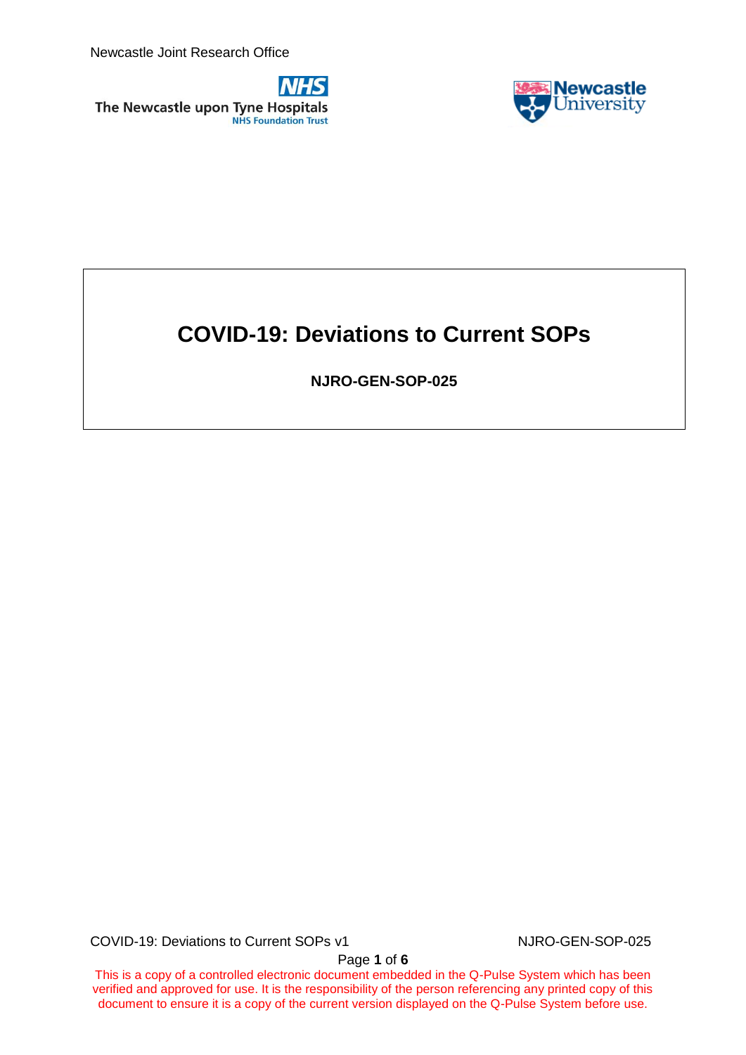Newcastle Joint Research Office

The Newcastle upon Tyne Hospitals NHS Foundation Trust

Newcastle University

# COVID-19: Deviations to Current SOPs

**NJRO-GEN-SOP-025**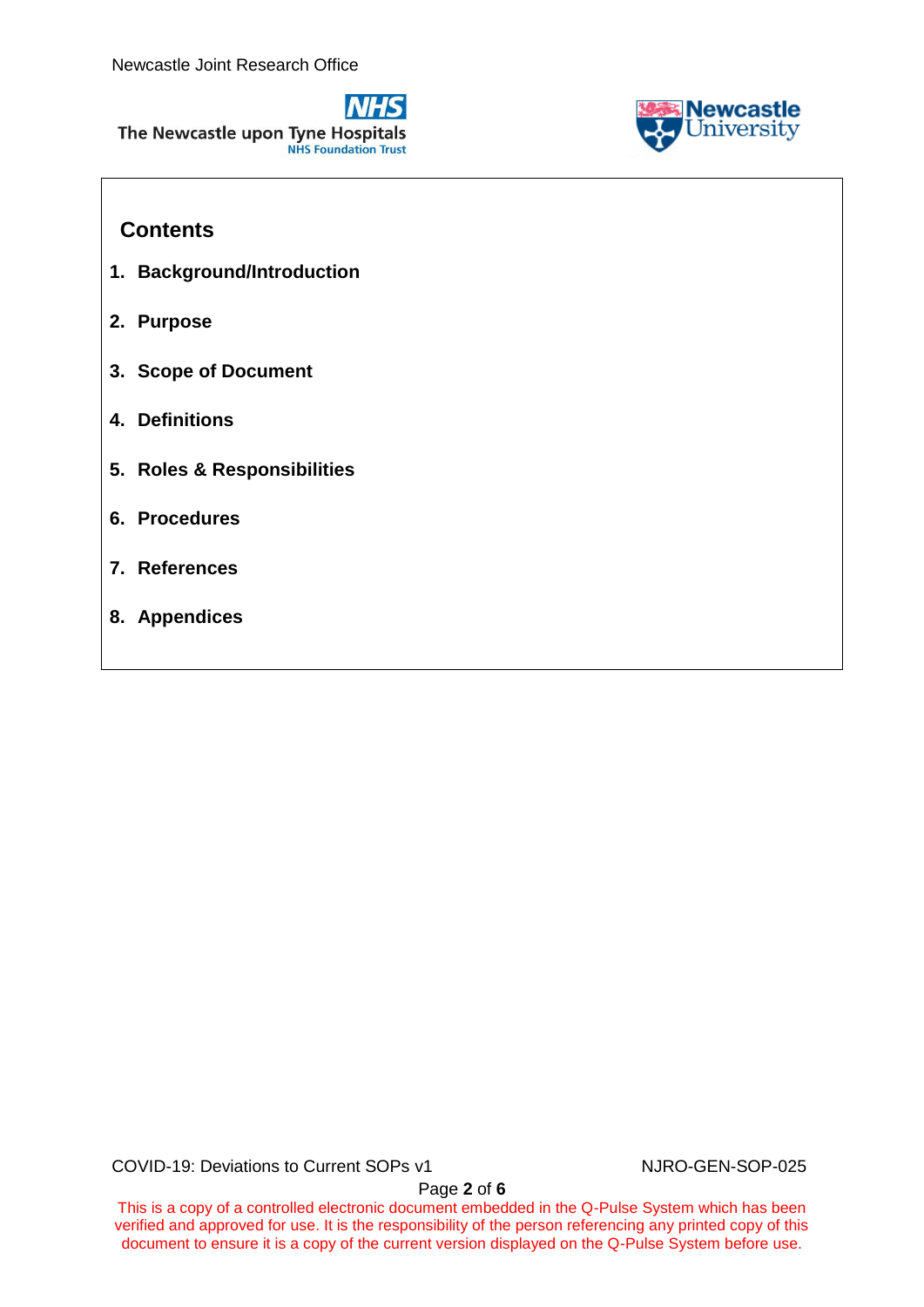## Contents

1. **Background/Introduction**
2. **Purpose**
3. **Scope of Document**
4. **Definitions**
5. **Roles & Responsibilities**
6. **Procedures**
7. **References**
8. **Appendices**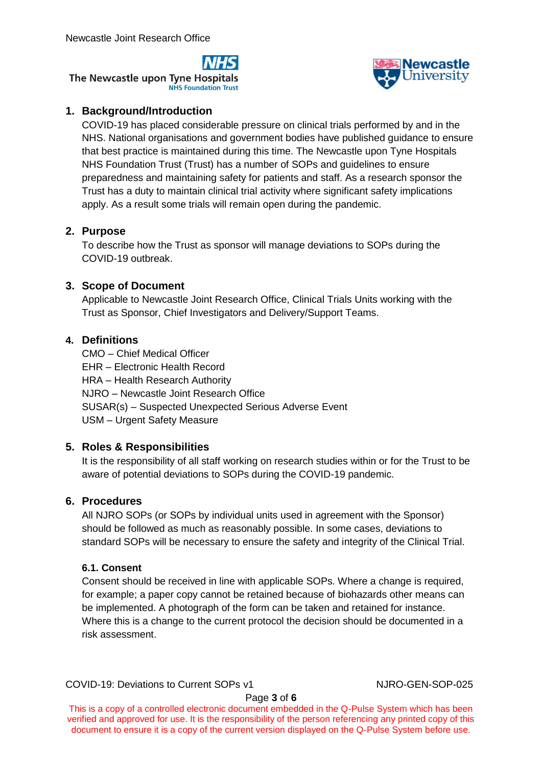## 1. Background/Introduction

COVID-19 has placed considerable pressure on clinical trials performed by and in the NHS. National organisations and government bodies have published guidance to ensure that best practice is maintained during this time. The Newcastle upon Tyne Hospitals NHS Foundation Trust (Trust) has a number of SOPs and guidelines to ensure preparedness and maintaining safety for patients and staff. As a research sponsor the Trust has a duty to maintain clinical trial activity where significant safety implications apply. As a result some trials will remain open during the pandemic.

## 2. Purpose

To describe how the Trust as sponsor will manage deviations to SOPs during the COVID-19 outbreak.

## 3. Scope of Document

Applicable to Newcastle Joint Research Office, Clinical Trials Units working with the Trust as Sponsor, Chief Investigators and Delivery/Support Teams.

## 4. Definitions

CMO – Chief Medical Officer
EHR – Electronic Health Record
HRA – Health Research Authority
NJRO – Newcastle Joint Research Office
SUSAR(s) – Suspected Unexpected Serious Adverse Event
USM – Urgent Safety Measure

## 5. Roles & Responsibilities

It is the responsibility of all staff working on research studies within or for the Trust to be aware of potential deviations to SOPs during the COVID-19 pandemic.

## 6. Procedures

All NJRO SOPs (or SOPs by individual units used in agreement with the Sponsor) should be followed as much as reasonably possible. In some cases, deviations to standard SOPs will be necessary to ensure the safety and integrity of the Clinical Trial.

### 6.1. Consent

Consent should be received in line with applicable SOPs. Where a change is required, for example; a paper copy cannot be retained because of biohazards other means can be implemented. A photograph of the form can be taken and retained for instance. Where this is a change to the current protocol the decision should be documented in a risk assessment.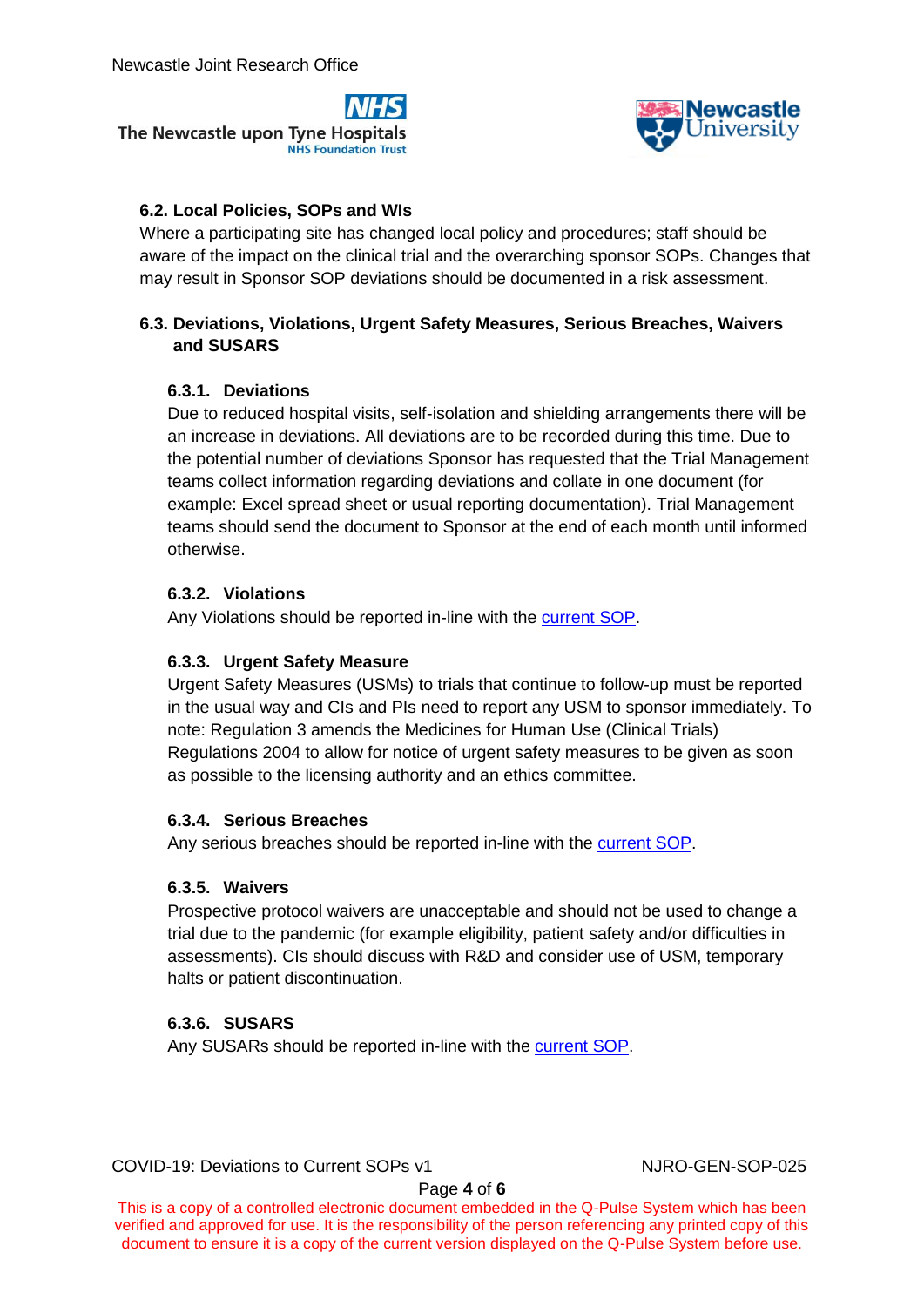### 6.2. Local Policies, SOPs and WIs

Where a participating site has changed local policy and procedures; staff should be aware of the impact on the clinical trial and the overarching sponsor SOPs. Changes that may result in Sponsor SOP deviations should be documented in a risk assessment.

### 6.3. Deviations, Violations, Urgent Safety Measures, Serious Breaches, Waivers and SUSARS

#### 6.3.1. Deviations

Due to reduced hospital visits, self-isolation and shielding arrangements there will be an increase in deviations. All deviations are to be recorded during this time. Due to the potential number of deviations Sponsor has requested that the Trial Management teams collect information regarding deviations and collate in one document (for example: Excel spread sheet or usual reporting documentation). Trial Management teams should send the document to Sponsor at the end of each month until informed otherwise.

#### 6.3.2. Violations

Any Violations should be reported in-line with the current SOP.

#### 6.3.3. Urgent Safety Measure

Urgent Safety Measures (USMs) to trials that continue to follow-up must be reported in the usual way and CIs and PIs need to report any USM to sponsor immediately. To note: Regulation 3 amends the Medicines for Human Use (Clinical Trials) Regulations 2004 to allow for notice of urgent safety measures to be given as soon as possible to the licensing authority and an ethics committee.

#### 6.3.4. Serious Breaches

Any serious breaches should be reported in-line with the current SOP.

#### 6.3.5. Waivers

Prospective protocol waivers are unacceptable and should not be used to change a trial due to the pandemic (for example eligibility, patient safety and/or difficulties in assessments). CIs should discuss with R&D and consider use of USM, temporary halts or patient discontinuation.

#### 6.3.6. SUSARS

Any SUSARs should be reported in-line with the current SOP.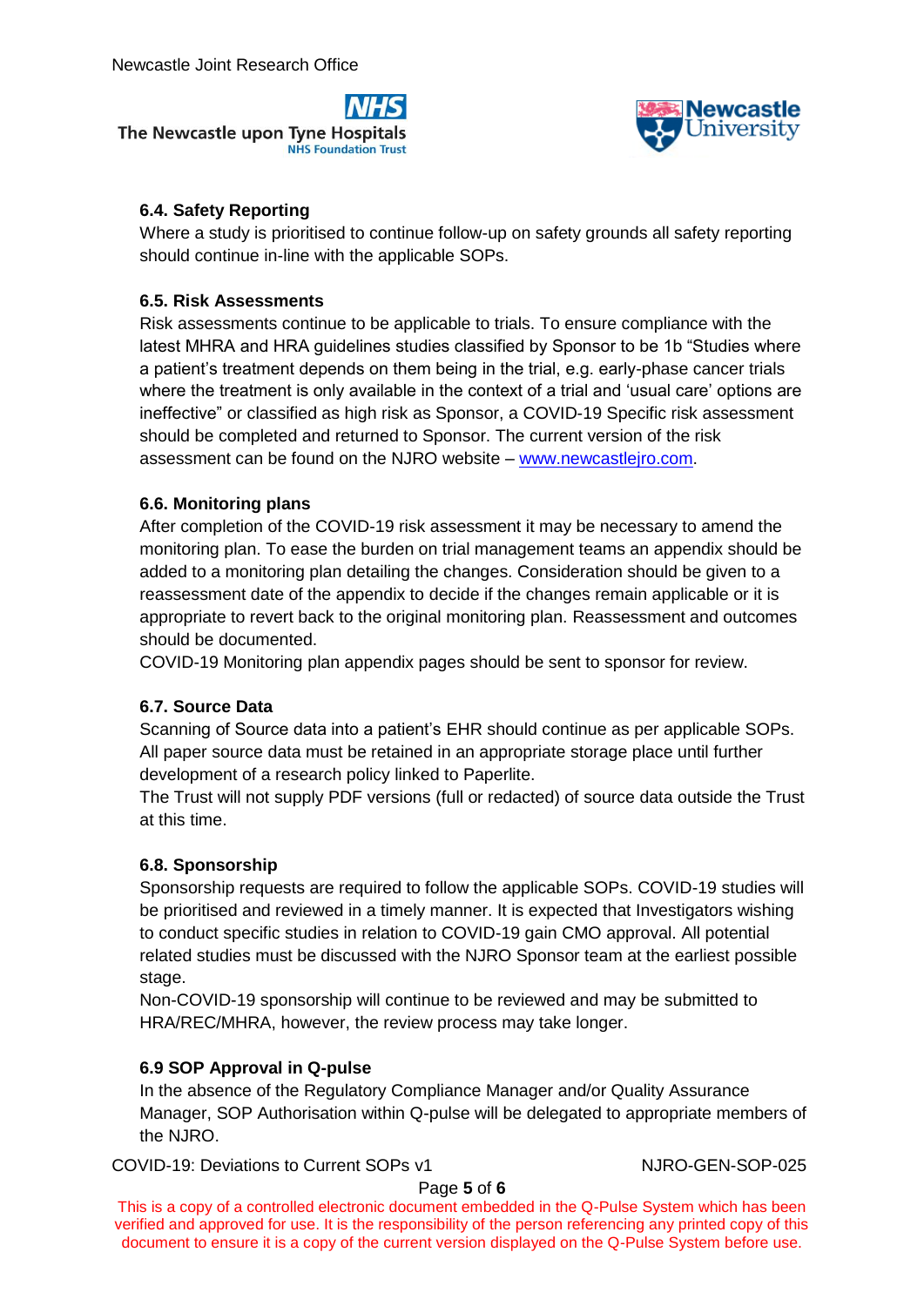### 6.4. Safety Reporting

Where a study is prioritised to continue follow-up on safety grounds all safety reporting should continue in-line with the applicable SOPs.

### 6.5. Risk Assessments

Risk assessments continue to be applicable to trials. To ensure compliance with the latest MHRA and HRA guidelines studies classified by Sponsor to be 1b "Studies where a patient's treatment depends on them being in the trial, e.g. early-phase cancer trials where the treatment is only available in the context of a trial and 'usual care' options are ineffective" or classified as high risk as Sponsor, a COVID-19 Specific risk assessment should be completed and returned to Sponsor. The current version of the risk assessment can be found on the NJRO website – www.newcastlejro.com.

### 6.6. Monitoring plans

After completion of the COVID-19 risk assessment it may be necessary to amend the monitoring plan. To ease the burden on trial management teams an appendix should be added to a monitoring plan detailing the changes. Consideration should be given to a reassessment date of the appendix to decide if the changes remain applicable or it is appropriate to revert back to the original monitoring plan. Reassessment and outcomes should be documented.

COVID-19 Monitoring plan appendix pages should be sent to sponsor for review.

### 6.7. Source Data

Scanning of Source data into a patient's EHR should continue as per applicable SOPs. All paper source data must be retained in an appropriate storage place until further development of a research policy linked to Paperlite.

The Trust will not supply PDF versions (full or redacted) of source data outside the Trust at this time.

### 6.8. Sponsorship

Sponsorship requests are required to follow the applicable SOPs. COVID-19 studies will be prioritised and reviewed in a timely manner. It is expected that Investigators wishing to conduct specific studies in relation to COVID-19 gain CMO approval. All potential related studies must be discussed with the NJRO Sponsor team at the earliest possible stage.

Non-COVID-19 sponsorship will continue to be reviewed and may be submitted to HRA/REC/MHRA, however, the review process may take longer.

### 6.9 SOP Approval in Q-pulse

In the absence of the Regulatory Compliance Manager and/or Quality Assurance Manager, SOP Authorisation within Q-pulse will be delegated to appropriate members of the NJRO.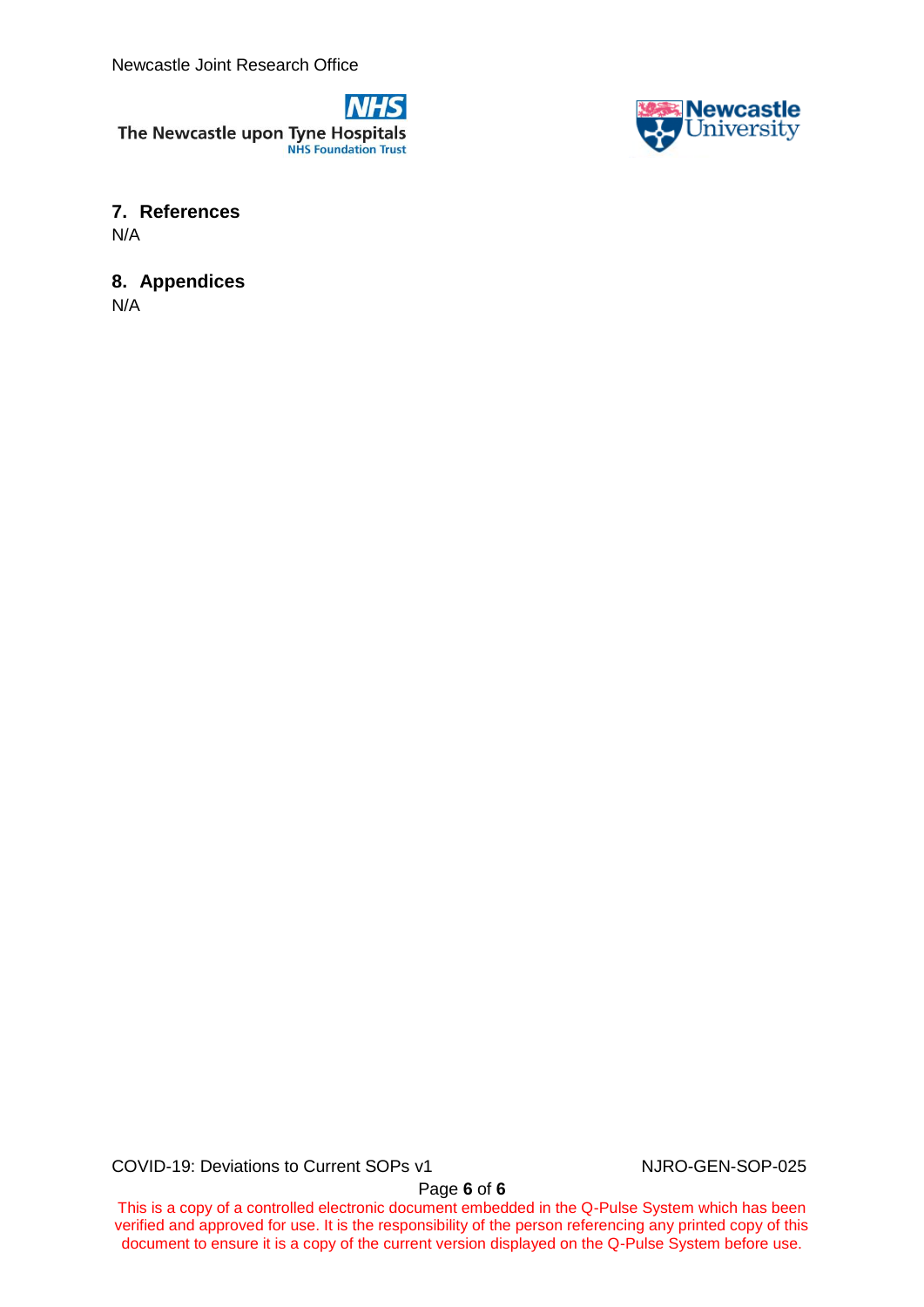## 7. References

N/A

## 8. Appendices

N/A